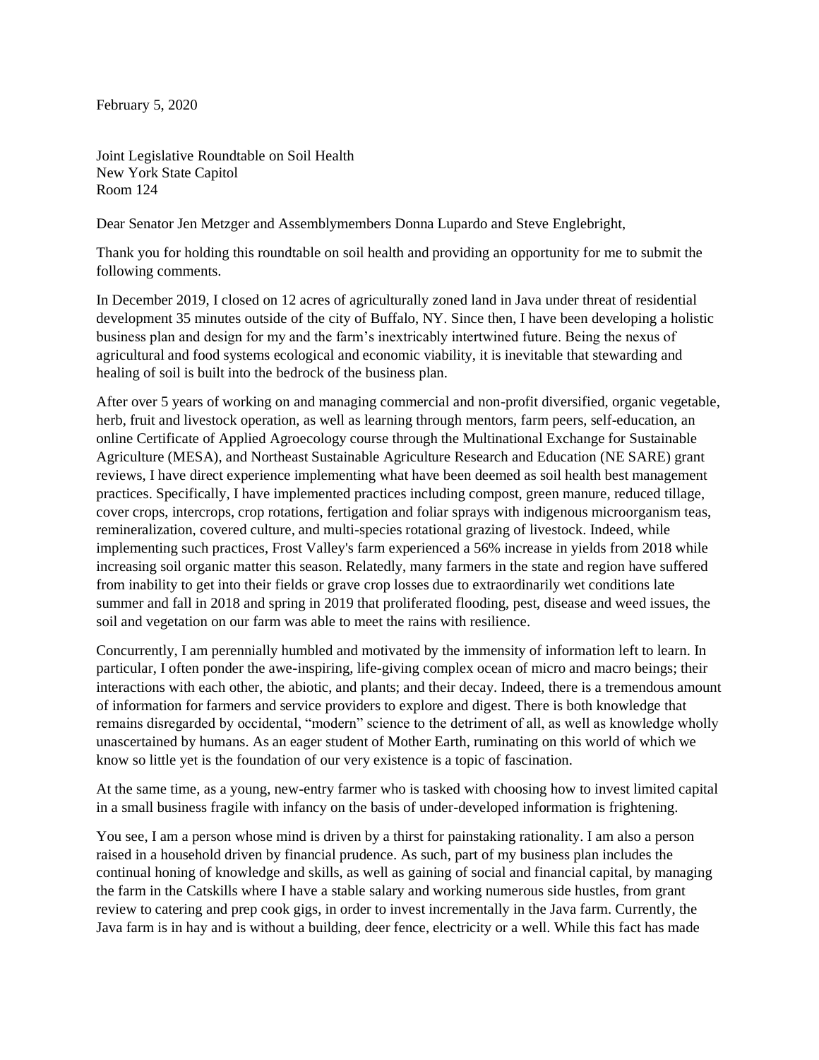February 5, 2020

Joint Legislative Roundtable on Soil Health
New York State Capitol
Room 124

Dear Senator Jen Metzger and Assemblymembers Donna Lupardo and Steve Englebright,

Thank you for holding this roundtable on soil health and providing an opportunity for me to submit the following comments.

In December 2019, I closed on 12 acres of agriculturally zoned land in Java under threat of residential development 35 minutes outside of the city of Buffalo, NY. Since then, I have been developing a holistic business plan and design for my and the farm's inextricably intertwined future. Being the nexus of agricultural and food systems ecological and economic viability, it is inevitable that stewarding and healing of soil is built into the bedrock of the business plan.

After over 5 years of working on and managing commercial and non-profit diversified, organic vegetable, herb, fruit and livestock operation, as well as learning through mentors, farm peers, self-education, an online Certificate of Applied Agroecology course through the Multinational Exchange for Sustainable Agriculture (MESA), and Northeast Sustainable Agriculture Research and Education (NE SARE) grant reviews, I have direct experience implementing what have been deemed as soil health best management practices. Specifically, I have implemented practices including compost, green manure, reduced tillage, cover crops, intercrops, crop rotations, fertigation and foliar sprays with indigenous microorganism teas, remineralization, covered culture, and multi-species rotational grazing of livestock. Indeed, while implementing such practices, Frost Valley's farm experienced a 56% increase in yields from 2018 while increasing soil organic matter this season. Relatedly, many farmers in the state and region have suffered from inability to get into their fields or grave crop losses due to extraordinarily wet conditions late summer and fall in 2018 and spring in 2019 that proliferated flooding, pest, disease and weed issues, the soil and vegetation on our farm was able to meet the rains with resilience.

Concurrently, I am perennially humbled and motivated by the immensity of information left to learn. In particular, I often ponder the awe-inspiring, life-giving complex ocean of micro and macro beings; their interactions with each other, the abiotic, and plants; and their decay. Indeed, there is a tremendous amount of information for farmers and service providers to explore and digest. There is both knowledge that remains disregarded by occidental, "modern" science to the detriment of all, as well as knowledge wholly unascertained by humans. As an eager student of Mother Earth, ruminating on this world of which we know so little yet is the foundation of our very existence is a topic of fascination.

At the same time, as a young, new-entry farmer who is tasked with choosing how to invest limited capital in a small business fragile with infancy on the basis of under-developed information is frightening.

You see, I am a person whose mind is driven by a thirst for painstaking rationality. I am also a person raised in a household driven by financial prudence. As such, part of my business plan includes the continual honing of knowledge and skills, as well as gaining of social and financial capital, by managing the farm in the Catskills where I have a stable salary and working numerous side hustles, from grant review to catering and prep cook gigs, in order to invest incrementally in the Java farm. Currently, the Java farm is in hay and is without a building, deer fence, electricity or a well. While this fact has made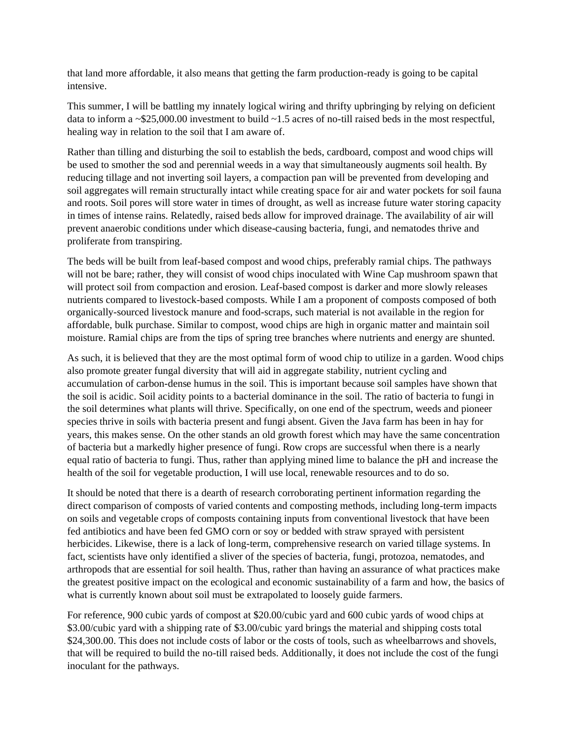that land more affordable, it also means that getting the farm production-ready is going to be capital intensive.

This summer, I will be battling my innately logical wiring and thrifty upbringing by relying on deficient data to inform a ~$25,000.00 investment to build ~1.5 acres of no-till raised beds in the most respectful, healing way in relation to the soil that I am aware of.

Rather than tilling and disturbing the soil to establish the beds, cardboard, compost and wood chips will be used to smother the sod and perennial weeds in a way that simultaneously augments soil health. By reducing tillage and not inverting soil layers, a compaction pan will be prevented from developing and soil aggregates will remain structurally intact while creating space for air and water pockets for soil fauna and roots. Soil pores will store water in times of drought, as well as increase future water storing capacity in times of intense rains. Relatedly, raised beds allow for improved drainage. The availability of air will prevent anaerobic conditions under which disease-causing bacteria, fungi, and nematodes thrive and proliferate from transpiring.

The beds will be built from leaf-based compost and wood chips, preferably ramial chips. The pathways will not be bare; rather, they will consist of wood chips inoculated with Wine Cap mushroom spawn that will protect soil from compaction and erosion. Leaf-based compost is darker and more slowly releases nutrients compared to livestock-based composts. While I am a proponent of composts composed of both organically-sourced livestock manure and food-scraps, such material is not available in the region for affordable, bulk purchase. Similar to compost, wood chips are high in organic matter and maintain soil moisture. Ramial chips are from the tips of spring tree branches where nutrients and energy are shunted.

As such, it is believed that they are the most optimal form of wood chip to utilize in a garden. Wood chips also promote greater fungal diversity that will aid in aggregate stability, nutrient cycling and accumulation of carbon-dense humus in the soil. This is important because soil samples have shown that the soil is acidic. Soil acidity points to a bacterial dominance in the soil. The ratio of bacteria to fungi in the soil determines what plants will thrive. Specifically, on one end of the spectrum, weeds and pioneer species thrive in soils with bacteria present and fungi absent. Given the Java farm has been in hay for years, this makes sense. On the other stands an old growth forest which may have the same concentration of bacteria but a markedly higher presence of fungi. Row crops are successful when there is a nearly equal ratio of bacteria to fungi. Thus, rather than applying mined lime to balance the pH and increase the health of the soil for vegetable production, I will use local, renewable resources and to do so.

It should be noted that there is a dearth of research corroborating pertinent information regarding the direct comparison of composts of varied contents and composting methods, including long-term impacts on soils and vegetable crops of composts containing inputs from conventional livestock that have been fed antibiotics and have been fed GMO corn or soy or bedded with straw sprayed with persistent herbicides. Likewise, there is a lack of long-term, comprehensive research on varied tillage systems. In fact, scientists have only identified a sliver of the species of bacteria, fungi, protozoa, nematodes, and arthropods that are essential for soil health. Thus, rather than having an assurance of what practices make the greatest positive impact on the ecological and economic sustainability of a farm and how, the basics of what is currently known about soil must be extrapolated to loosely guide farmers.

For reference, 900 cubic yards of compost at $20.00/cubic yard and 600 cubic yards of wood chips at $3.00/cubic yard with a shipping rate of $3.00/cubic yard brings the material and shipping costs total $24,300.00. This does not include costs of labor or the costs of tools, such as wheelbarrows and shovels, that will be required to build the no-till raised beds. Additionally, it does not include the cost of the fungi inoculant for the pathways.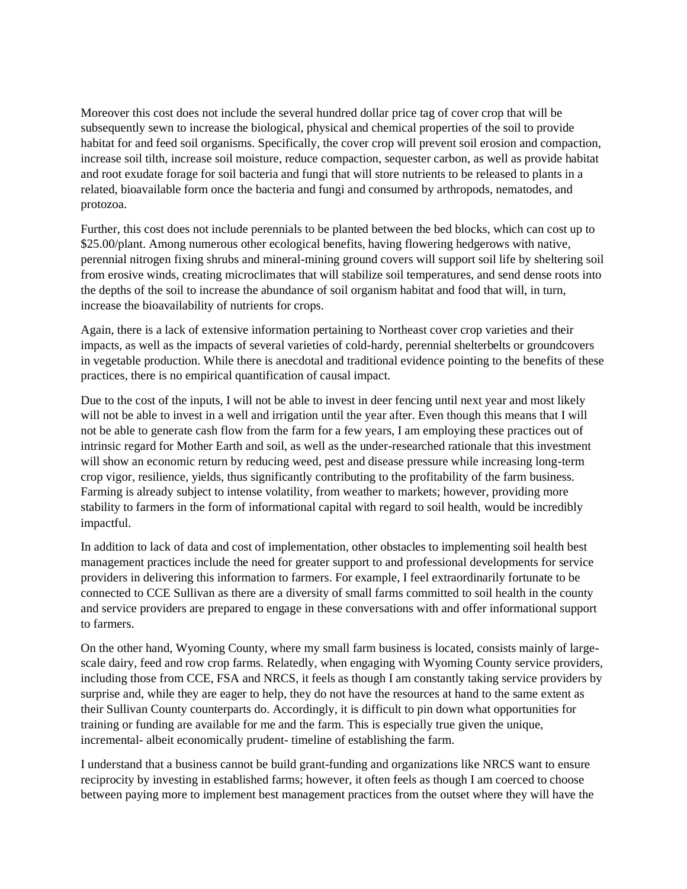Moreover this cost does not include the several hundred dollar price tag of cover crop that will be subsequently sewn to increase the biological, physical and chemical properties of the soil to provide habitat for and feed soil organisms. Specifically, the cover crop will prevent soil erosion and compaction, increase soil tilth, increase soil moisture, reduce compaction, sequester carbon, as well as provide habitat and root exudate forage for soil bacteria and fungi that will store nutrients to be released to plants in a related, bioavailable form once the bacteria and fungi and consumed by arthropods, nematodes, and protozoa.

Further, this cost does not include perennials to be planted between the bed blocks, which can cost up to \$25.00/plant. Among numerous other ecological benefits, having flowering hedgerows with native, perennial nitrogen fixing shrubs and mineral-mining ground covers will support soil life by sheltering soil from erosive winds, creating microclimates that will stabilize soil temperatures, and send dense roots into the depths of the soil to increase the abundance of soil organism habitat and food that will, in turn, increase the bioavailability of nutrients for crops.

Again, there is a lack of extensive information pertaining to Northeast cover crop varieties and their impacts, as well as the impacts of several varieties of cold-hardy, perennial shelterbelts or groundcovers in vegetable production. While there is anecdotal and traditional evidence pointing to the benefits of these practices, there is no empirical quantification of causal impact.

Due to the cost of the inputs, I will not be able to invest in deer fencing until next year and most likely will not be able to invest in a well and irrigation until the year after. Even though this means that I will not be able to generate cash flow from the farm for a few years, I am employing these practices out of intrinsic regard for Mother Earth and soil, as well as the under-researched rationale that this investment will show an economic return by reducing weed, pest and disease pressure while increasing long-term crop vigor, resilience, yields, thus significantly contributing to the profitability of the farm business. Farming is already subject to intense volatility, from weather to markets; however, providing more stability to farmers in the form of informational capital with regard to soil health, would be incredibly impactful.

In addition to lack of data and cost of implementation, other obstacles to implementing soil health best management practices include the need for greater support to and professional developments for service providers in delivering this information to farmers. For example, I feel extraordinarily fortunate to be connected to CCE Sullivan as there are a diversity of small farms committed to soil health in the county and service providers are prepared to engage in these conversations with and offer informational support to farmers.

On the other hand, Wyoming County, where my small farm business is located, consists mainly of large-scale dairy, feed and row crop farms. Relatedly, when engaging with Wyoming County service providers, including those from CCE, FSA and NRCS, it feels as though I am constantly taking service providers by surprise and, while they are eager to help, they do not have the resources at hand to the same extent as their Sullivan County counterparts do. Accordingly, it is difficult to pin down what opportunities for training or funding are available for me and the farm. This is especially true given the unique, incremental- albeit economically prudent- timeline of establishing the farm.

I understand that a business cannot be build grant-funding and organizations like NRCS want to ensure reciprocity by investing in established farms; however, it often feels as though I am coerced to choose between paying more to implement best management practices from the outset where they will have the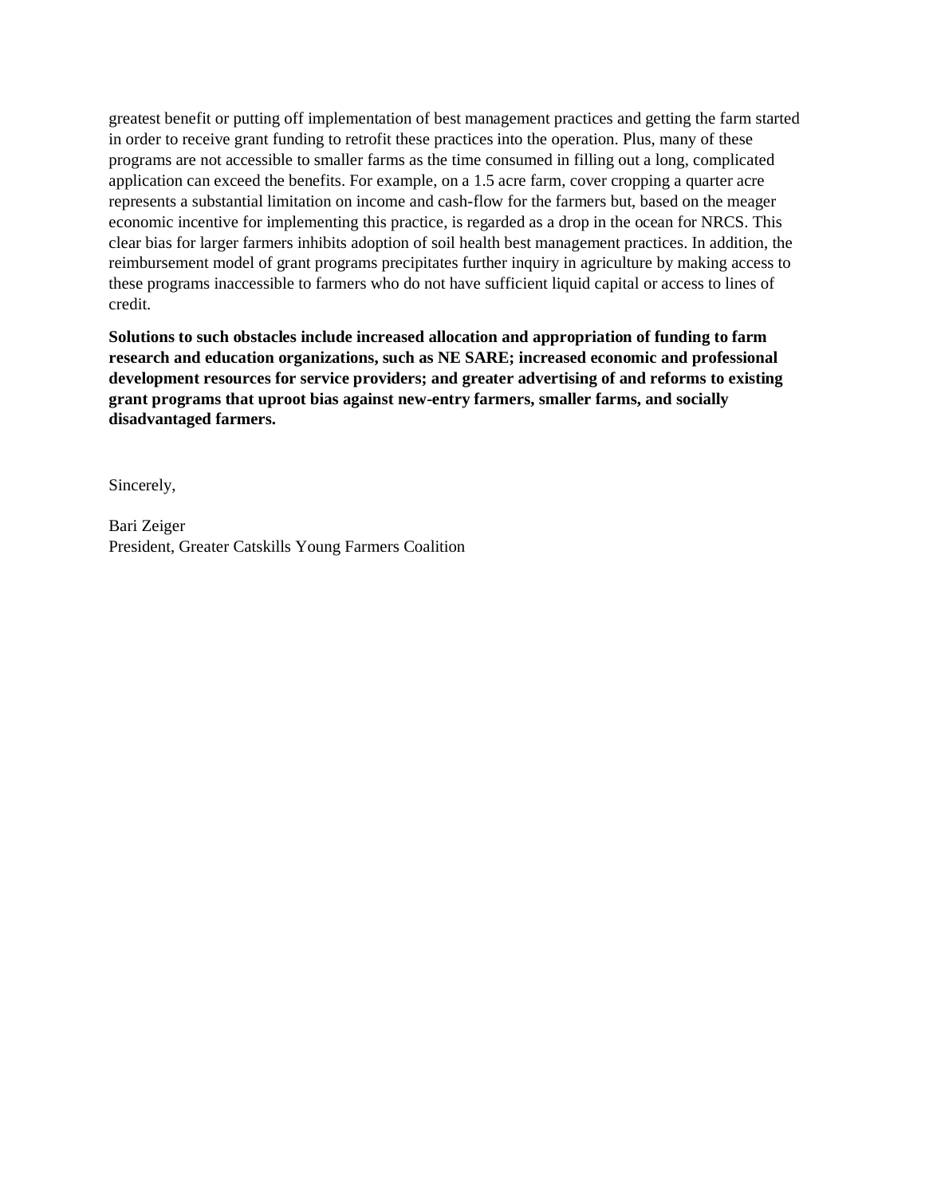greatest benefit or putting off implementation of best management practices and getting the farm started in order to receive grant funding to retrofit these practices into the operation. Plus, many of these programs are not accessible to smaller farms as the time consumed in filling out a long, complicated application can exceed the benefits. For example, on a 1.5 acre farm, cover cropping a quarter acre represents a substantial limitation on income and cash-flow for the farmers but, based on the meager economic incentive for implementing this practice, is regarded as a drop in the ocean for NRCS. This clear bias for larger farmers inhibits adoption of soil health best management practices. In addition, the reimbursement model of grant programs precipitates further inquiry in agriculture by making access to these programs inaccessible to farmers who do not have sufficient liquid capital or access to lines of credit.

**Solutions to such obstacles include increased allocation and appropriation of funding to farm research and education organizations, such as NE SARE; increased economic and professional development resources for service providers; and greater advertising of and reforms to existing grant programs that uproot bias against new-entry farmers, smaller farms, and socially disadvantaged farmers.**

Sincerely,

Bari Zeiger
President, Greater Catskills Young Farmers Coalition